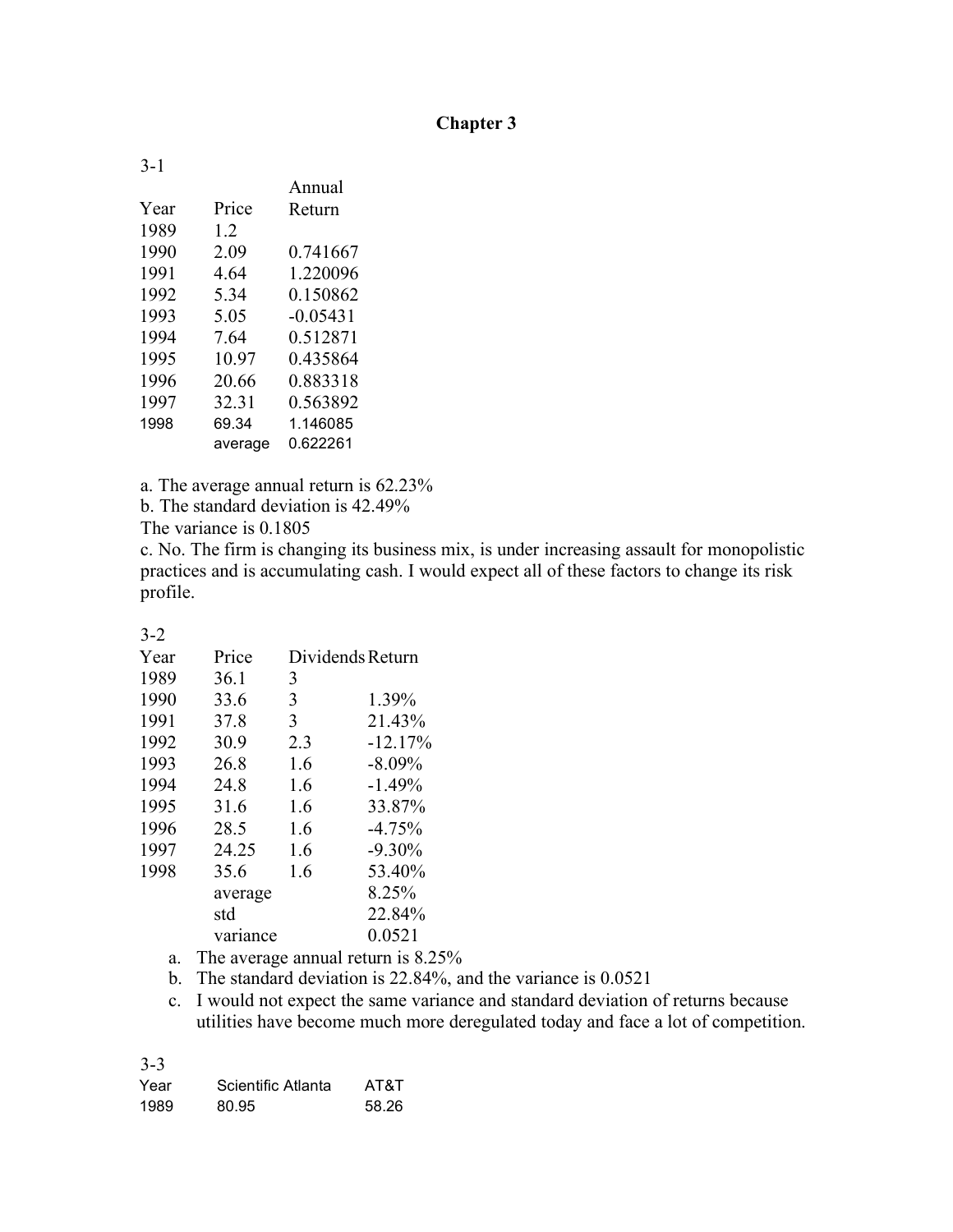# Chapter 3

3-1

| Year | Price | Annual Return |
|---|---|---|
| 1989 | 1.2 | |
| 1990 | 2.09 | 0.741667 |
| 1991 | 4.64 | 1.220096 |
| 1992 | 5.34 | 0.150862 |
| 1993 | 5.05 | -0.05431 |
| 1994 | 7.64 | 0.512871 |
| 1995 | 10.97 | 0.435864 |
| 1996 | 20.66 | 0.883318 |
| 1997 | 32.31 | 0.563892 |
| 1998 | 69.34 | 1.146085 |
| | average | 0.622261 |

a. The average annual return is 62.23%

b. The standard deviation is 42.49%

The variance is 0.1805

c. No. The firm is changing its business mix, is under increasing assault for monopolistic practices and is accumulating cash. I would expect all of these factors to change its risk profile.

3-2

| Year | Price | Dividends | Return |
|---|---|---|---|
| 1989 | 36.1 | 3 | |
| 1990 | 33.6 | 3 | 1.39% |
| 1991 | 37.8 | 3 | 21.43% |
| 1992 | 30.9 | 2.3 | -12.17% |
| 1993 | 26.8 | 1.6 | -8.09% |
| 1994 | 24.8 | 1.6 | -1.49% |
| 1995 | 31.6 | 1.6 | 33.87% |
| 1996 | 28.5 | 1.6 | -4.75% |
| 1997 | 24.25 | 1.6 | -9.30% |
| 1998 | 35.6 | 1.6 | 53.40% |
| | average | | 8.25% |
| | std | | 22.84% |
| | variance | | 0.0521 |

a. The average annual return is 8.25%
b. The standard deviation is 22.84%, and the variance is 0.0521
c. I would not expect the same variance and standard deviation of returns because utilities have become much more deregulated today and face a lot of competition.

3-3

| Year | Scientific Atlanta | AT&T |
|---|---|---|
| 1989 | 80.95 | 58.26 |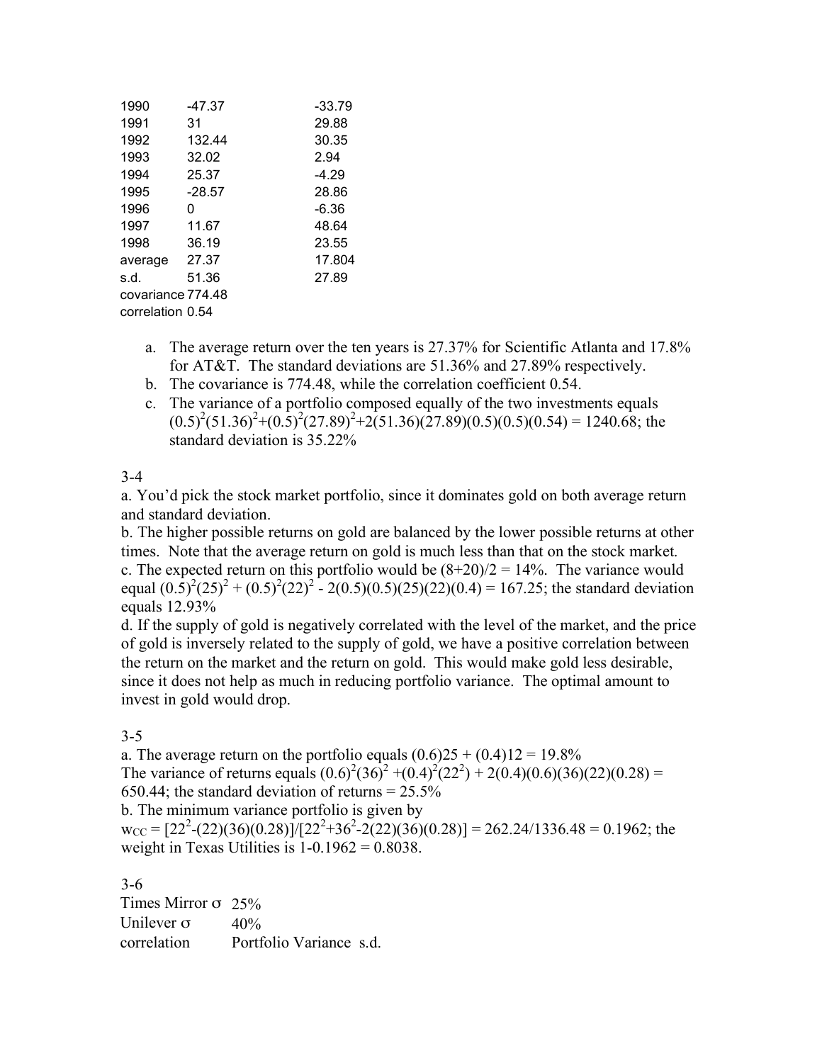| | | |
|---|---|---|
| 1990 | -47.37 | -33.79 |
| 1991 | 31 | 29.88 |
| 1992 | 132.44 | 30.35 |
| 1993 | 32.02 | 2.94 |
| 1994 | 25.37 | -4.29 |
| 1995 | -28.57 | 28.86 |
| 1996 | 0 | -6.36 |
| 1997 | 11.67 | 48.64 |
| 1998 | 36.19 | 23.55 |
| average | 27.37 | 17.804 |
| s.d. | 51.36 | 27.89 |
| covariance | 774.48 | |
| correlation | 0.54 | |

a. The average return over the ten years is 27.37% for Scientific Atlanta and 17.8% for AT&T. The standard deviations are 51.36% and 27.89% respectively.
b. The covariance is 774.48, while the correlation coefficient 0.54.
c. The variance of a portfolio composed equally of the two investments equals $(0.5)^2(51.36)^2+(0.5)^2(27.89)^2+2(51.36)(27.89)(0.5)(0.5)(0.54) = 1240.68$; the standard deviation is 35.22%

3-4

a. You'd pick the stock market portfolio, since it dominates gold on both average return and standard deviation.
b. The higher possible returns on gold are balanced by the lower possible returns at other times. Note that the average return on gold is much less than that on the stock market.
c. The expected return on this portfolio would be $(8+20)/2 = 14\%$. The variance would equal $(0.5)^2(25)^2 + (0.5)^2(22)^2 - 2(0.5)(0.5)(25)(22)(0.4) = 167.25$; the standard deviation equals 12.93%
d. If the supply of gold is negatively correlated with the level of the market, and the price of gold is inversely related to the supply of gold, we have a positive correlation between the return on the market and the return on gold. This would make gold less desirable, since it does not help as much in reducing portfolio variance. The optimal amount to invest in gold would drop.

3-5

a. The average return on the portfolio equals $(0.6)25 + (0.4)12 = 19.8\%$
The variance of returns equals $(0.6)^2(36)^2 +(0.4)^2(22^2) + 2(0.4)(0.6)(36)(22)(0.28) = 650.44$; the standard deviation of returns = 25.5%
b. The minimum variance portfolio is given by
$w_{CC} = [22^2-(22)(36)(0.28)]/[22^2+36^2-2(22)(36)(0.28)] = 262.24/1336.48 = 0.1962$; the weight in Texas Utilities is $1-0.1962 = 0.8038$.

3-6

| | | |
|---|---|---|
| Times Mirror $\sigma$ | 25% | |
| Unilever $\sigma$ | 40% | |
| correlation | Portfolio Variance | s.d. |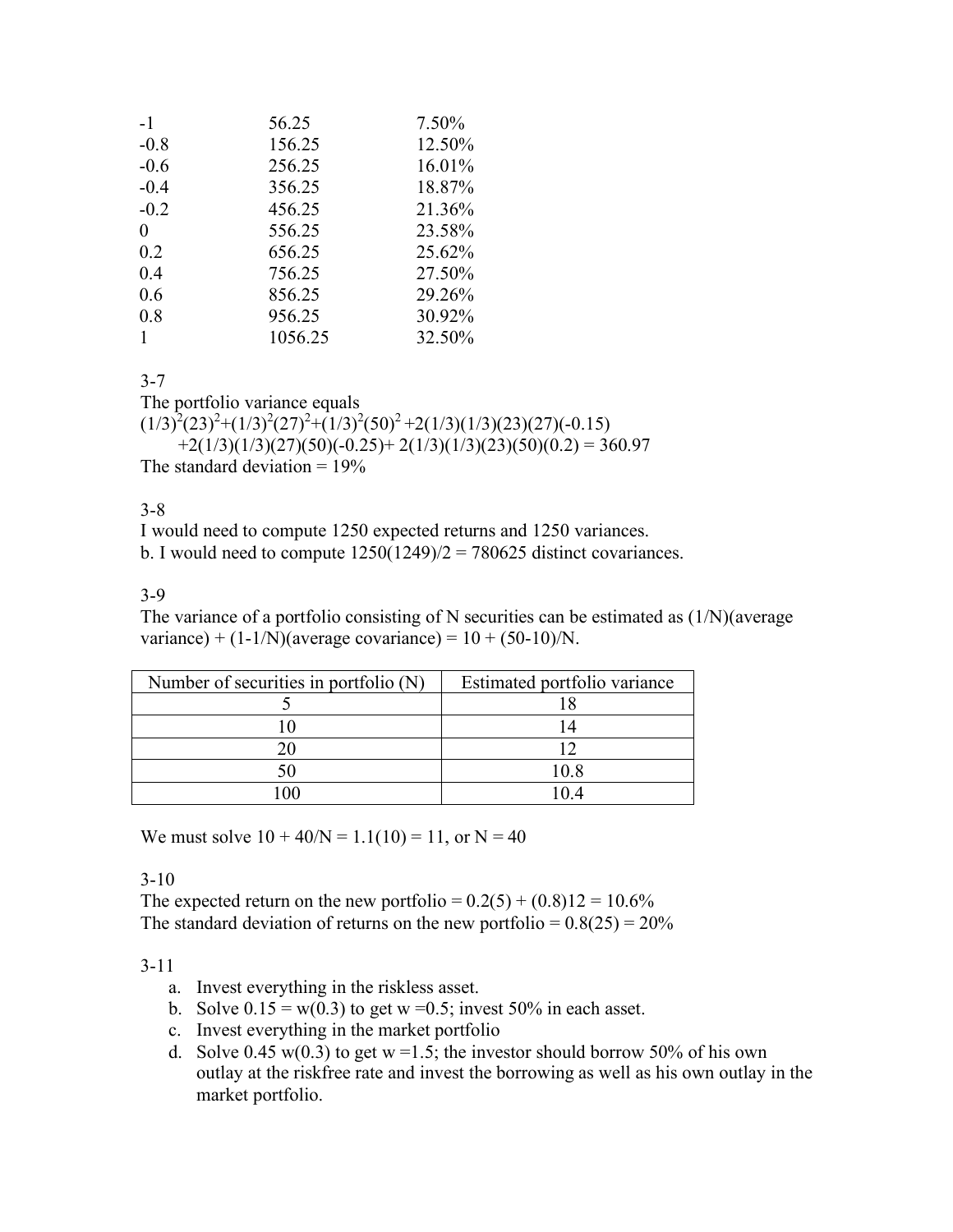| | | |
|---|---|---|
| -1 | 56.25 | 7.50% |
| -0.8 | 156.25 | 12.50% |
| -0.6 | 256.25 | 16.01% |
| -0.4 | 356.25 | 18.87% |
| -0.2 | 456.25 | 21.36% |
| 0 | 556.25 | 23.58% |
| 0.2 | 656.25 | 25.62% |
| 0.4 | 756.25 | 27.50% |
| 0.6 | 856.25 | 29.26% |
| 0.8 | 956.25 | 30.92% |
| 1 | 1056.25 | 32.50% |

3-7

The portfolio variance equals

$(1/3)^2(23)^2+(1/3)^2(27)^2+(1/3)^2(50)^2+2(1/3)(1/3)(23)(27)(-0.15)$
$+2(1/3)(1/3)(27)(50)(-0.25)+2(1/3)(1/3)(23)(50)(0.2) = 360.97$

The standard deviation = 19%

3-8

I would need to compute 1250 expected returns and 1250 variances.

b. I would need to compute 1250(1249)/2 = 780625 distinct covariances.

3-9

The variance of a portfolio consisting of N securities can be estimated as (1/N)(average variance) + (1-1/N)(average covariance) = 10 + (50-10)/N.

| Number of securities in portfolio (N) | Estimated portfolio variance |
|---|---|
| 5 | 18 |
| 10 | 14 |
| 20 | 12 |
| 50 | 10.8 |
| 100 | 10.4 |

We must solve 10 + 40/N = 1.1(10) = 11, or N = 40

3-10

The expected return on the new portfolio = 0.2(5) + (0.8)12 = 10.6%

The standard deviation of returns on the new portfolio = 0.8(25) = 20%

3-11

a. Invest everything in the riskless asset.
b. Solve 0.15 = w(0.3) to get w =0.5; invest 50% in each asset.
c. Invest everything in the market portfolio
d. Solve 0.45 w(0.3) to get w =1.5; the investor should borrow 50% of his own outlay at the riskfree rate and invest the borrowing as well as his own outlay in the market portfolio.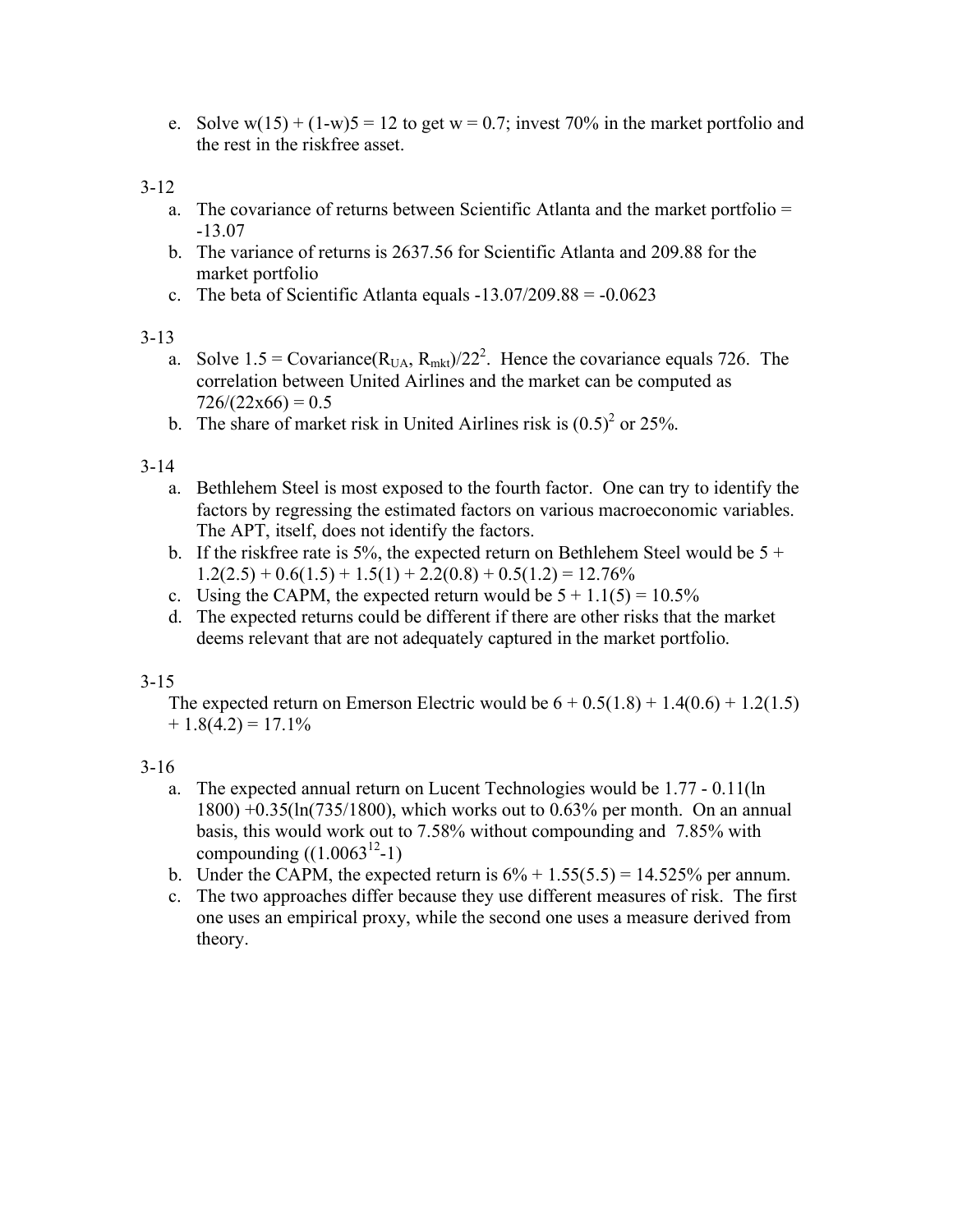e. Solve $w(15) + (1-w)5 = 12$ to get $w = 0.7$; invest 70% in the market portfolio and the rest in the riskfree asset.

3-12

a. The covariance of returns between Scientific Atlanta and the market portfolio = -13.07
b. The variance of returns is 2637.56 for Scientific Atlanta and 209.88 for the market portfolio
c. The beta of Scientific Atlanta equals -13.07/209.88 = -0.0623

3-13

a. Solve $1.5 = \text{Covariance}(R_{UA}, R_{mkt})/22^2$. Hence the covariance equals 726. The correlation between United Airlines and the market can be computed as $726/(22 \times 66) = 0.5$
b. The share of market risk in United Airlines risk is $(0.5)^2$ or 25%.

3-14

a. Bethlehem Steel is most exposed to the fourth factor. One can try to identify the factors by regressing the estimated factors on various macroeconomic variables. The APT, itself, does not identify the factors.
b. If the riskfree rate is 5%, the expected return on Bethlehem Steel would be $5 + 1.2(2.5) + 0.6(1.5) + 1.5(1) + 2.2(0.8) + 0.5(1.2) = 12.76\%$
c. Using the CAPM, the expected return would be $5 + 1.1(5) = 10.5\%$
d. The expected returns could be different if there are other risks that the market deems relevant that are not adequately captured in the market portfolio.

3-15

The expected return on Emerson Electric would be $6 + 0.5(1.8) + 1.4(0.6) + 1.2(1.5) + 1.8(4.2) = 17.1\%$

3-16

a. The expected annual return on Lucent Technologies would be $1.77 - 0.11(\ln 1800) + 0.35(\ln(735/1800)$, which works out to 0.63% per month. On an annual basis, this would work out to 7.58% without compounding and 7.85% with compounding $((1.0063^{12}-1)$
b. Under the CAPM, the expected return is $6\% + 1.55(5.5) = 14.525\%$ per annum.
c. The two approaches differ because they use different measures of risk. The first one uses an empirical proxy, while the second one uses a measure derived from theory.